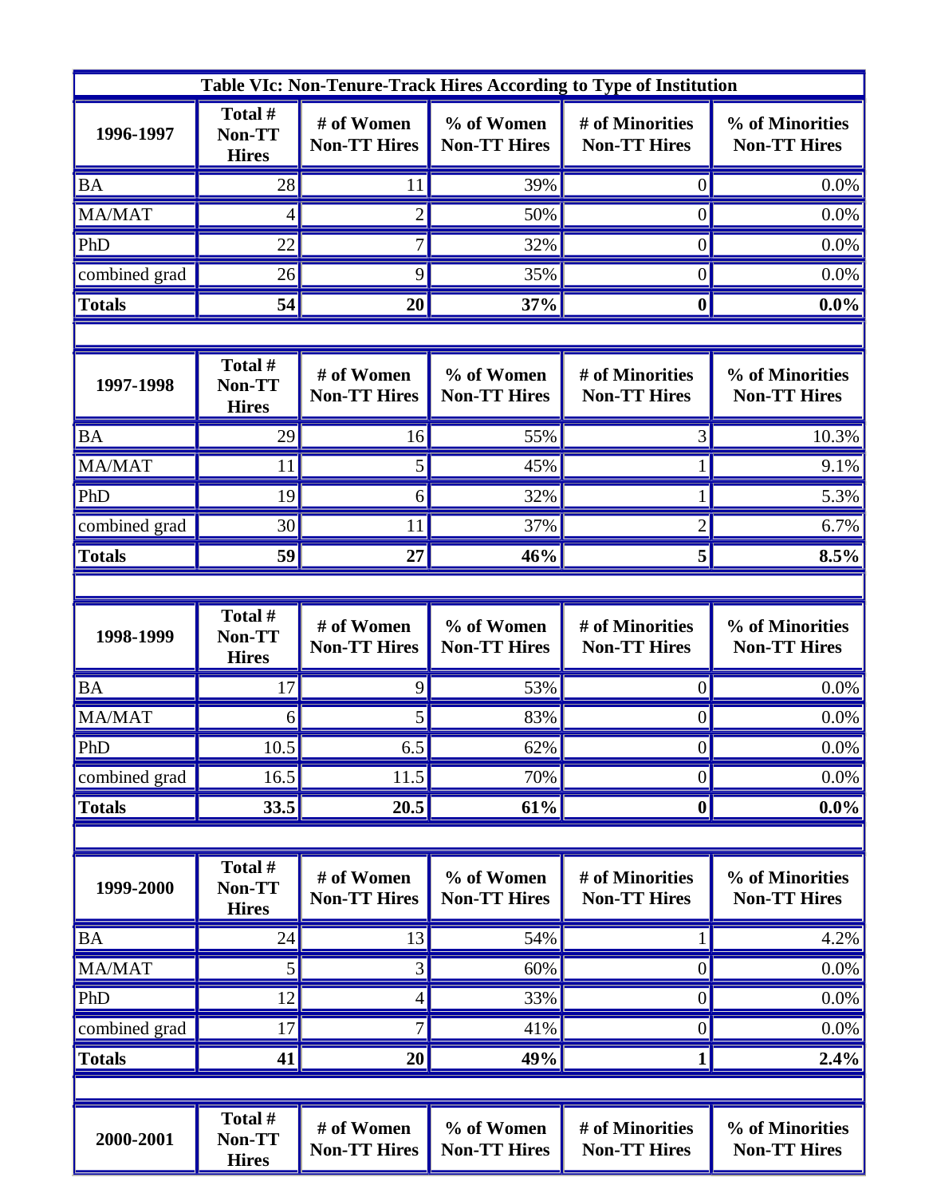**Table VIc: Non-Tenure-Track Hires According to Type of Institution**

| 1996-1997 | Total # Non-TT Hires | # of Women Non-TT Hires | % of Women Non-TT Hires | # of Minorities Non-TT Hires | % of Minorities Non-TT Hires |
|---|---|---|---|---|---|
| BA | 28 | 11 | 39% | 0 | 0.0% |
| MA/MAT | 4 | 2 | 50% | 0 | 0.0% |
| PhD | 22 | 7 | 32% | 0 | 0.0% |
| combined grad | 26 | 9 | 35% | 0 | 0.0% |
| **Totals** | **54** | **20** | **37%** | **0** | **0.0%** |

| 1997-1998 | Total # Non-TT Hires | # of Women Non-TT Hires | % of Women Non-TT Hires | # of Minorities Non-TT Hires | % of Minorities Non-TT Hires |
|---|---|---|---|---|---|
| BA | 29 | 16 | 55% | 3 | 10.3% |
| MA/MAT | 11 | 5 | 45% | 1 | 9.1% |
| PhD | 19 | 6 | 32% | 1 | 5.3% |
| combined grad | 30 | 11 | 37% | 2 | 6.7% |
| **Totals** | **59** | **27** | **46%** | **5** | **8.5%** |

| 1998-1999 | Total # Non-TT Hires | # of Women Non-TT Hires | % of Women Non-TT Hires | # of Minorities Non-TT Hires | % of Minorities Non-TT Hires |
|---|---|---|---|---|---|
| BA | 17 | 9 | 53% | 0 | 0.0% |
| MA/MAT | 6 | 5 | 83% | 0 | 0.0% |
| PhD | 10.5 | 6.5 | 62% | 0 | 0.0% |
| combined grad | 16.5 | 11.5 | 70% | 0 | 0.0% |
| **Totals** | **33.5** | **20.5** | **61%** | **0** | **0.0%** |

| 1999-2000 | Total # Non-TT Hires | # of Women Non-TT Hires | % of Women Non-TT Hires | # of Minorities Non-TT Hires | % of Minorities Non-TT Hires |
|---|---|---|---|---|---|
| BA | 24 | 13 | 54% | 1 | 4.2% |
| MA/MAT | 5 | 3 | 60% | 0 | 0.0% |
| PhD | 12 | 4 | 33% | 0 | 0.0% |
| combined grad | 17 | 7 | 41% | 0 | 0.0% |
| **Totals** | **41** | **20** | **49%** | **1** | **2.4%** |

| 2000-2001 | Total # Non-TT Hires | # of Women Non-TT Hires | % of Women Non-TT Hires | # of Minorities Non-TT Hires | % of Minorities Non-TT Hires |
|---|---|---|---|---|---|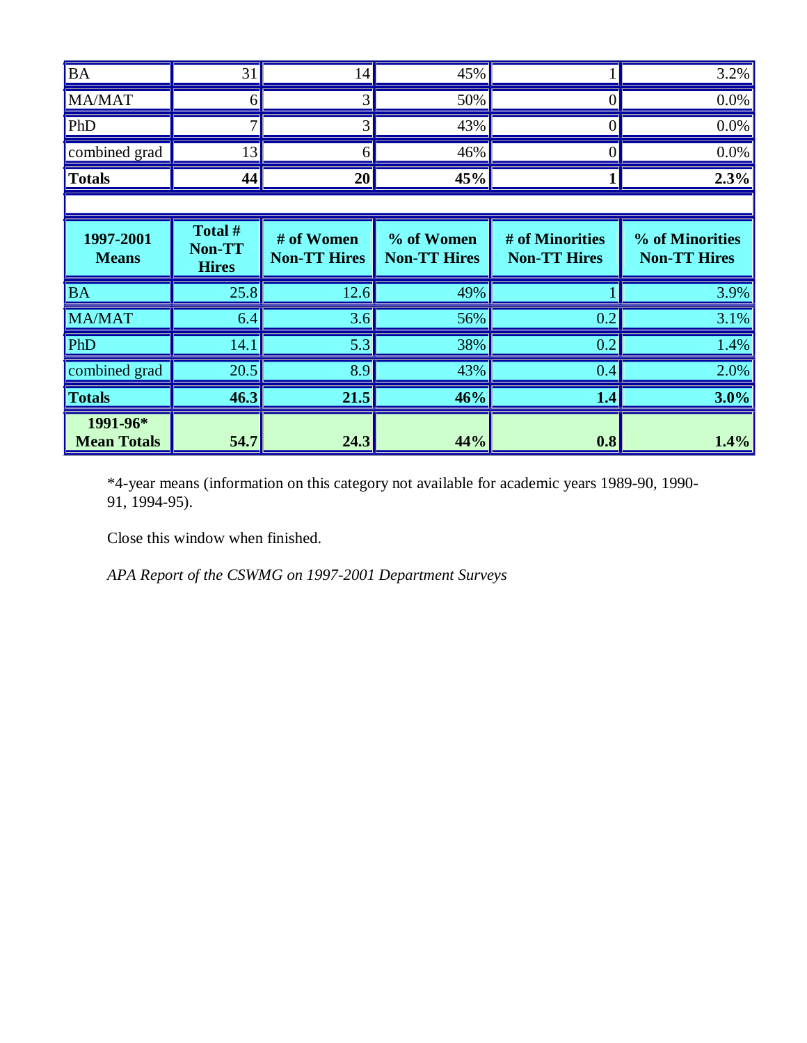| | | | | | |
|---|---|---|---|---|---|
| BA | 31 | 14 | 45% | 1 | 3.2% |
| MA/MAT | 6 | 3 | 50% | 0 | 0.0% |
| PhD | 7 | 3 | 43% | 0 | 0.0% |
| combined grad | 13 | 6 | 46% | 0 | 0.0% |
| **Totals** | **44** | **20** | **45%** | **1** | **2.3%** |

| **1997-2001 Means** | **Total # Non-TT Hires** | **# of Women Non-TT Hires** | **% of Women Non-TT Hires** | **# of Minorities Non-TT Hires** | **% of Minorities Non-TT Hires** |
|---|---|---|---|---|---|
| BA | 25.8 | 12.6 | 49% | 1 | 3.9% |
| MA/MAT | 6.4 | 3.6 | 56% | 0.2 | 3.1% |
| PhD | 14.1 | 5.3 | 38% | 0.2 | 1.4% |
| combined grad | 20.5 | 8.9 | 43% | 0.4 | 2.0% |
| **Totals** | **46.3** | **21.5** | **46%** | **1.4** | **3.0%** |
| **1991-96* Mean Totals** | **54.7** | **24.3** | **44%** | **0.8** | **1.4%** |

*4-year means (information on this category not available for academic years 1989-90, 1990-91, 1994-95).

Close this window when finished.

*APA Report of the CSWMG on 1997-2001 Department Surveys*